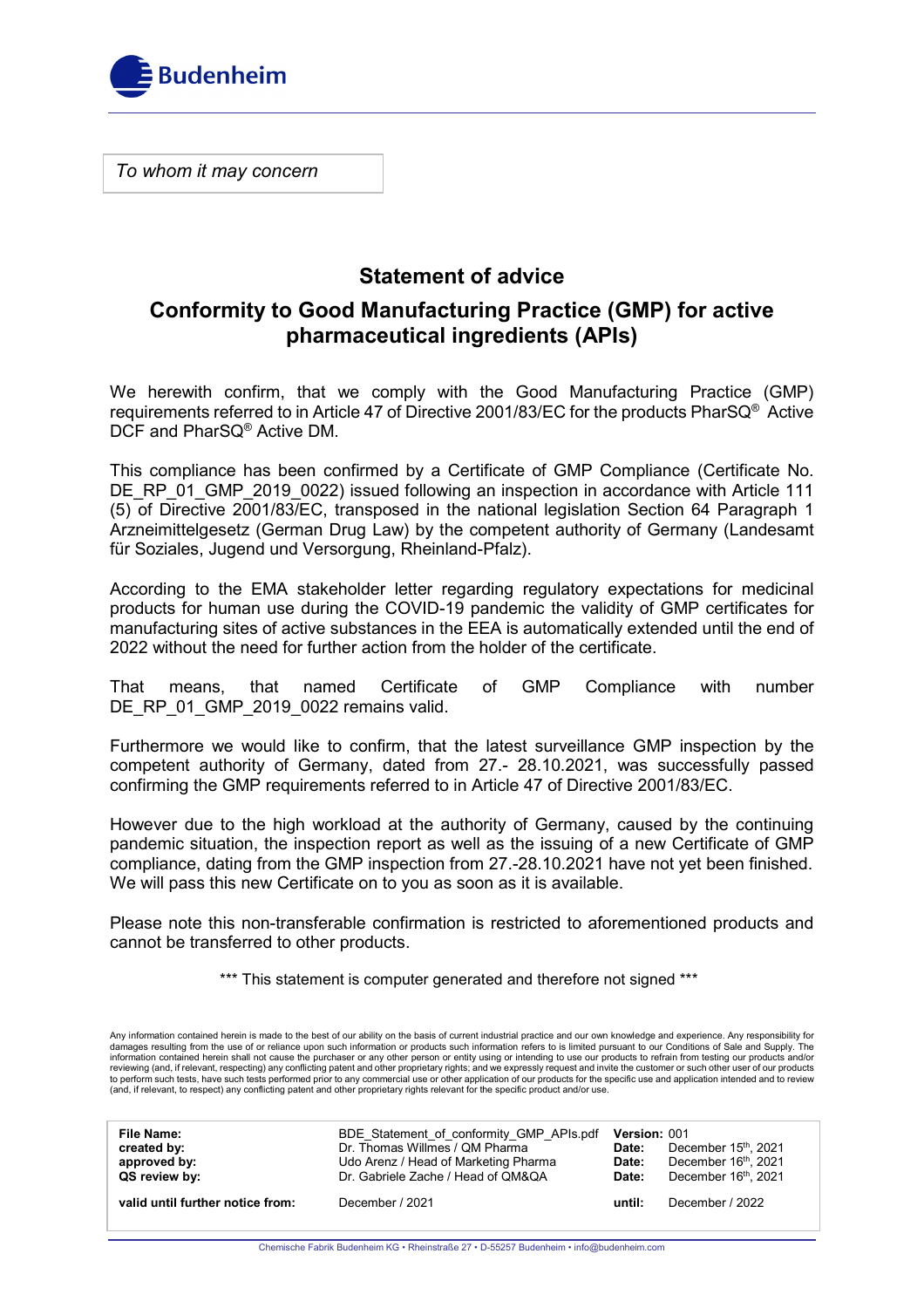Budenheim

*To whom it may concern*

## Statement of advice

## Conformity to Good Manufacturing Practice (GMP) for active pharmaceutical ingredients (APIs)

We herewith confirm, that we comply with the Good Manufacturing Practice (GMP) requirements referred to in Article 47 of Directive 2001/83/EC for the products PharSQ® Active DCF and PharSQ® Active DM.

This compliance has been confirmed by a Certificate of GMP Compliance (Certificate No. DE_RP_01_GMP_2019_0022) issued following an inspection in accordance with Article 111 (5) of Directive 2001/83/EC, transposed in the national legislation Section 64 Paragraph 1 Arzneimittelgesetz (German Drug Law) by the competent authority of Germany (Landesamt für Soziales, Jugend und Versorgung, Rheinland-Pfalz).

According to the EMA stakeholder letter regarding regulatory expectations for medicinal products for human use during the COVID-19 pandemic the validity of GMP certificates for manufacturing sites of active substances in the EEA is automatically extended until the end of 2022 without the need for further action from the holder of the certificate.

That means, that named Certificate of GMP Compliance with number DE_RP_01_GMP_2019_0022 remains valid.

Furthermore we would like to confirm, that the latest surveillance GMP inspection by the competent authority of Germany, dated from 27.- 28.10.2021, was successfully passed confirming the GMP requirements referred to in Article 47 of Directive 2001/83/EC.

However due to the high workload at the authority of Germany, caused by the continuing pandemic situation, the inspection report as well as the issuing of a new Certificate of GMP compliance, dating from the GMP inspection from 27.-28.10.2021 have not yet been finished. We will pass this new Certificate on to you as soon as it is available.

Please note this non-transferable confirmation is restricted to aforementioned products and cannot be transferred to other products.

\*\*\* This statement is computer generated and therefore not signed \*\*\*

Any information contained herein is made to the best of our ability on the basis of current industrial practice and our own knowledge and experience. Any responsibility for damages resulting from the use of or reliance upon such information or products such information refers to is limited pursuant to our Conditions of Sale and Supply. The information contained herein shall not cause the purchaser or any other person or entity using or intending to use our products to refrain from testing our products and/or reviewing (and, if relevant, respecting) any conflicting patent and other proprietary rights; and we expressly request and invite the customer or such other user of our products to perform such tests, have such tests performed prior to any commercial use or other application of our products for the specific use and application intended and to review (and, if relevant, to respect) any conflicting patent and other proprietary rights relevant for the specific product and/or use.

| | | | |
|---|---|---|---|
| **File Name:** | BDE_Statement_of_conformity_GMP_APIs.pdf | **Version:** | 001 |
| **created by:** | Dr. Thomas Willmes / QM Pharma | **Date:** | December 15th, 2021 |
| **approved by:** | Udo Arenz / Head of Marketing Pharma | **Date:** | December 16th, 2021 |
| **QS review by:** | Dr. Gabriele Zache / Head of QM&QA | **Date:** | December 16th, 2021 |
| **valid until further notice from:** | December / 2021 | **until:** | December / 2022 |

Chemische Fabrik Budenheim KG • Rheinstraße 27 • D-55257 Budenheim • info@budenheim.com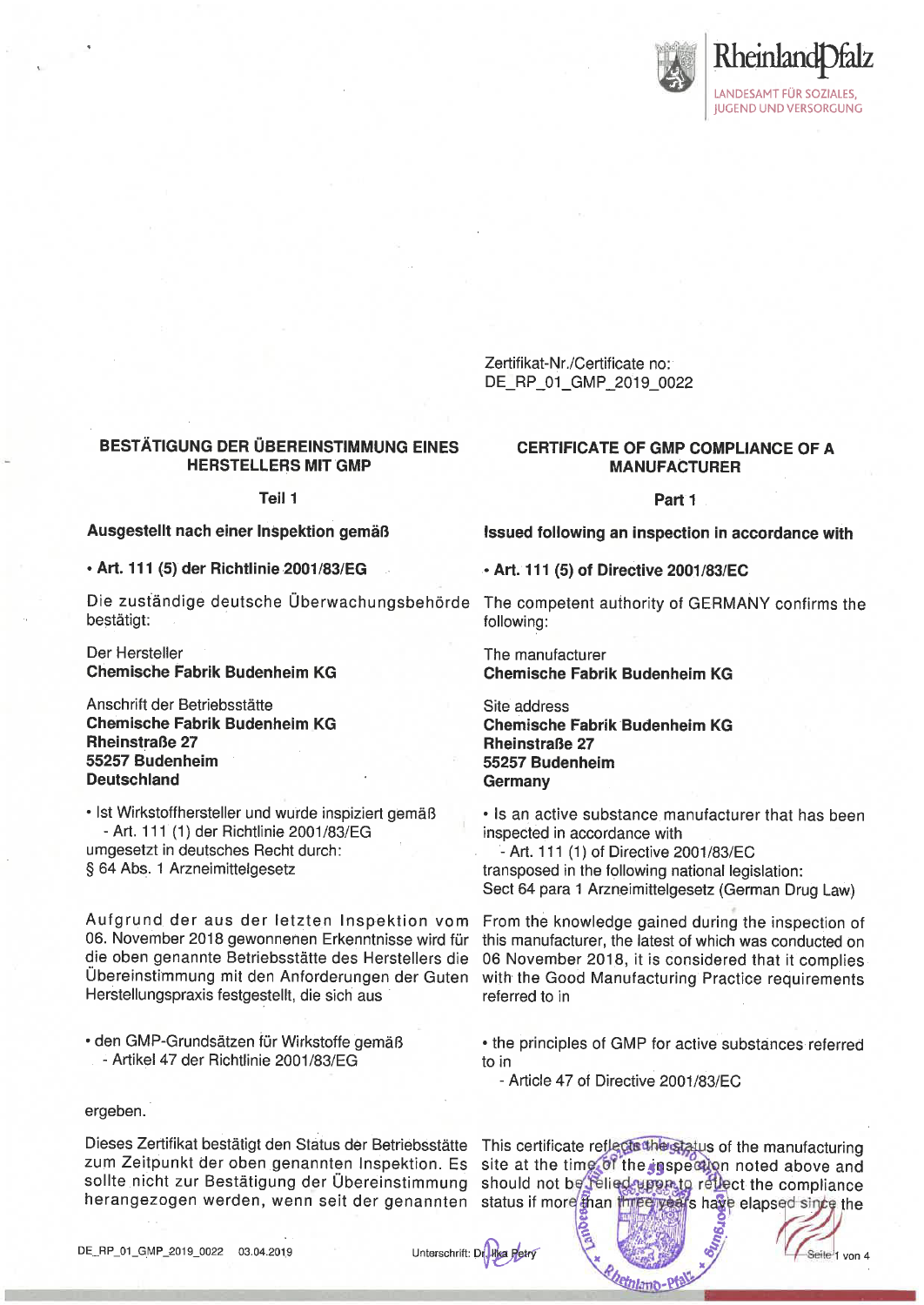Rheinland-Pfalz
LANDESAMT FÜR SOZIALES, JUGEND UND VERSORGUNG

Zertifikat-Nr./Certificate no:
DE_RP_01_GMP_2019_0022

## BESTÄTIGUNG DER ÜBEREINSTIMMUNG EINES HERSTELLERS MIT GMP

**Teil 1**

**Ausgestellt nach einer Inspektion gemäß**

- **Art. 111 (5) der Richtlinie 2001/83/EG**

Die zuständige deutsche Überwachungsbehörde bestätigt:

Der Hersteller
**Chemische Fabrik Budenheim KG**

Anschrift der Betriebsstätte
**Chemische Fabrik Budenheim KG**
**Rheinstraße 27**
**55257 Budenheim**
**Deutschland**

- Ist Wirkstoffhersteller und wurde inspiziert gemäß
  - Art. 111 (1) der Richtlinie 2001/83/EG

umgesetzt in deutsches Recht durch:
§ 64 Abs. 1 Arzneimittelgesetz

Aufgrund der aus der letzten Inspektion vom 06. November 2018 gewonnenen Erkenntnisse wird für die oben genannte Betriebsstätte des Herstellers die Übereinstimmung mit den Anforderungen der Guten Herstellungspraxis festgestellt, die sich aus

- den GMP-Grundsätzen für Wirkstoffe gemäß
  - Artikel 47 der Richtlinie 2001/83/EG

ergeben.

Dieses Zertifikat bestätigt den Status der Betriebsstätte zum Zeitpunkt der oben genannten Inspektion. Es sollte nicht zur Bestätigung der Übereinstimmung herangezogen werden, wenn seit der genannten

## CERTIFICATE OF GMP COMPLIANCE OF A MANUFACTURER

**Part 1**

**Issued following an inspection in accordance with**

- **Art. 111 (5) of Directive 2001/83/EC**

The competent authority of GERMANY confirms the following:

The manufacturer
**Chemische Fabrik Budenheim KG**

Site address
**Chemische Fabrik Budenheim KG**
**Rheinstraße 27**
**55257 Budenheim**
**Germany**

- Is an active substance manufacturer that has been inspected in accordance with
  - Art. 111 (1) of Directive 2001/83/EC

transposed in the following national legislation:
Sect 64 para 1 Arzneimittelgesetz (German Drug Law)

From the knowledge gained during the inspection of this manufacturer, the latest of which was conducted on 06 November 2018, it is considered that it complies with the Good Manufacturing Practice requirements referred to in

- the principles of GMP for active substances referred to in
  - Article 47 of Directive 2001/83/EC

This certificate reflects the status of the manufacturing site at the time of the inspection noted above and should not be relied upon to reflect the compliance status if more than three years have elapsed since the

DE_RP_01_GMP_2019_0022 03.04.2019

Unterschrift: Dr. Ilka Petry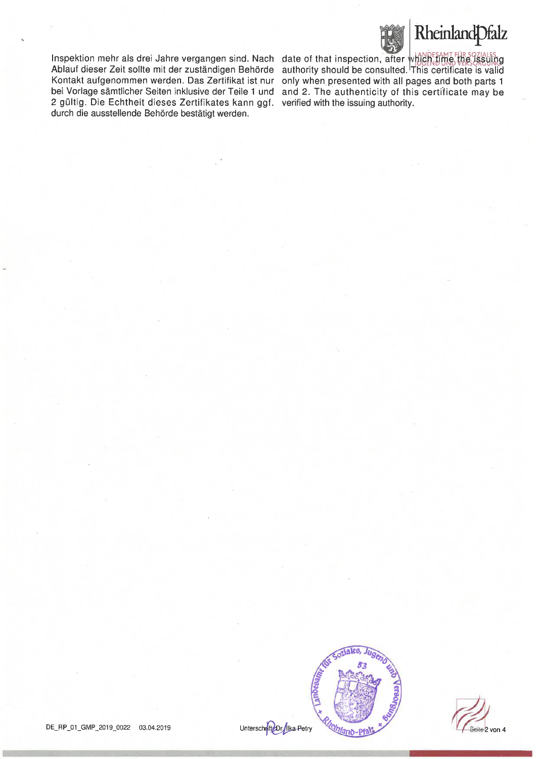Inspektion mehr als drei Jahre vergangen sind. Nach Ablauf dieser Zeit sollte mit der zuständigen Behörde Kontakt aufgenommen werden. Das Zertifikat ist nur bei Vorlage sämtlicher Seiten inklusive der Teile 1 und 2 gültig. Die Echtheit dieses Zertifikates kann ggf. durch die ausstellende Behörde bestätigt werden.

date of that inspection, after which time the issuing authority should be consulted. This certificate is valid only when presented with all pages and both parts 1 and 2. The authenticity of this certificate may be verified with the issuing authority.

DE_RP_01_GMP_2019_0022 03.04.2019

Unterschrift Dr. Ilka Petry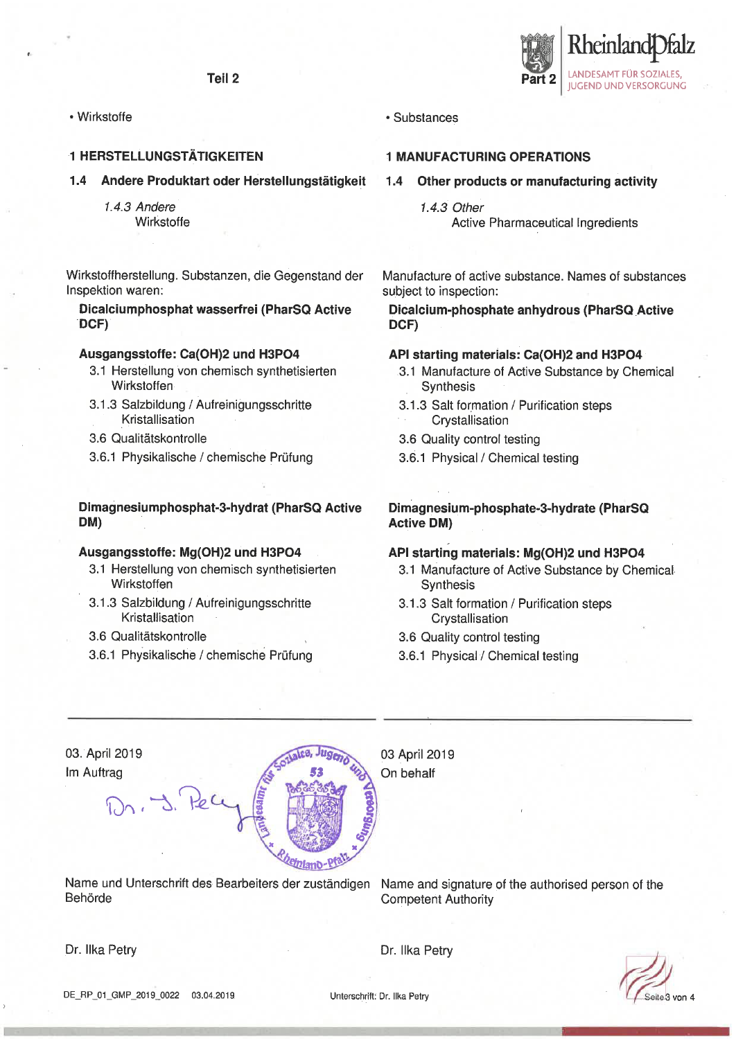Teil 2 | Part 2

• Wirkstoffe

• Substances

## 1 HERSTELLUNGSTÄTIGKEITEN

## 1 MANUFACTURING OPERATIONS

### 1.4 Andere Produktart oder Herstellungstätigkeit

### 1.4 Other products or manufacturing activity

*1.4.3 Andere*
Wirkstoffe

*1.4.3 Other*
Active Pharmaceutical Ingredients

Wirkstoffherstellung. Substanzen, die Gegenstand der Inspektion waren:

**Dicalciumphosphat wasserfrei (PharSQ Active DCF)**

**Ausgangsstoffe: $Ca(OH)_2$ and $H_3PO_4$**

- 3.1 Herstellung von chemisch synthetisierten Wirkstoffen
- 3.1.3 Salzbildung / Aufreinigungsschritte Kristallisation
- 3.6 Qualitätskontrolle
- 3.6.1 Physikalische / chemische Prüfung

**Dimagnesiumphosphat-3-hydrat (PharSQ Active DM)**

**Ausgangsstoffe: $Mg(OH)_2$ und $H_3PO_4$**

- 3.1 Herstellung von chemisch synthetisierten Wirkstoffen
- 3.1.3 Salzbildung / Aufreinigungsschritte Kristallisation
- 3.6 Qualitätskontrolle
- 3.6.1 Physikalische / chemische Prüfung

Manufacture of active substance. Names of substances subject to inspection:

**Dicalcium-phosphate anhydrous (PharSQ Active DCF)**

**API starting materials: $Ca(OH)_2$ and $H_3PO_4$**

- 3.1 Manufacture of Active Substance by Chemical Synthesis
- 3.1.3 Salt formation / Purification steps Crystallisation
- 3.6 Quality control testing
- 3.6.1 Physical / Chemical testing

**Dimagnesium-phosphate-3-hydrate (PharSQ Active DM)**

**API starting materials: $Mg(OH)_2$ und $H_3PO_4$**

- 3.1 Manufacture of Active Substance by Chemical Synthesis
- 3.1.3 Salt formation / Purification steps Crystallisation
- 3.6 Quality control testing
- 3.6.1 Physical / Chemical testing

---

03. April 2019
Im Auftrag

03 April 2019
On behalf

Name und Unterschrift des Bearbeiters der zuständigen Behörde

Name and signature of the authorised person of the Competent Authority

Dr. Ilka Petry

Dr. Ilka Petry

DE_RP_01_GMP_2019_0022 03.04.2019

Unterschrift: Dr. Ilka Petry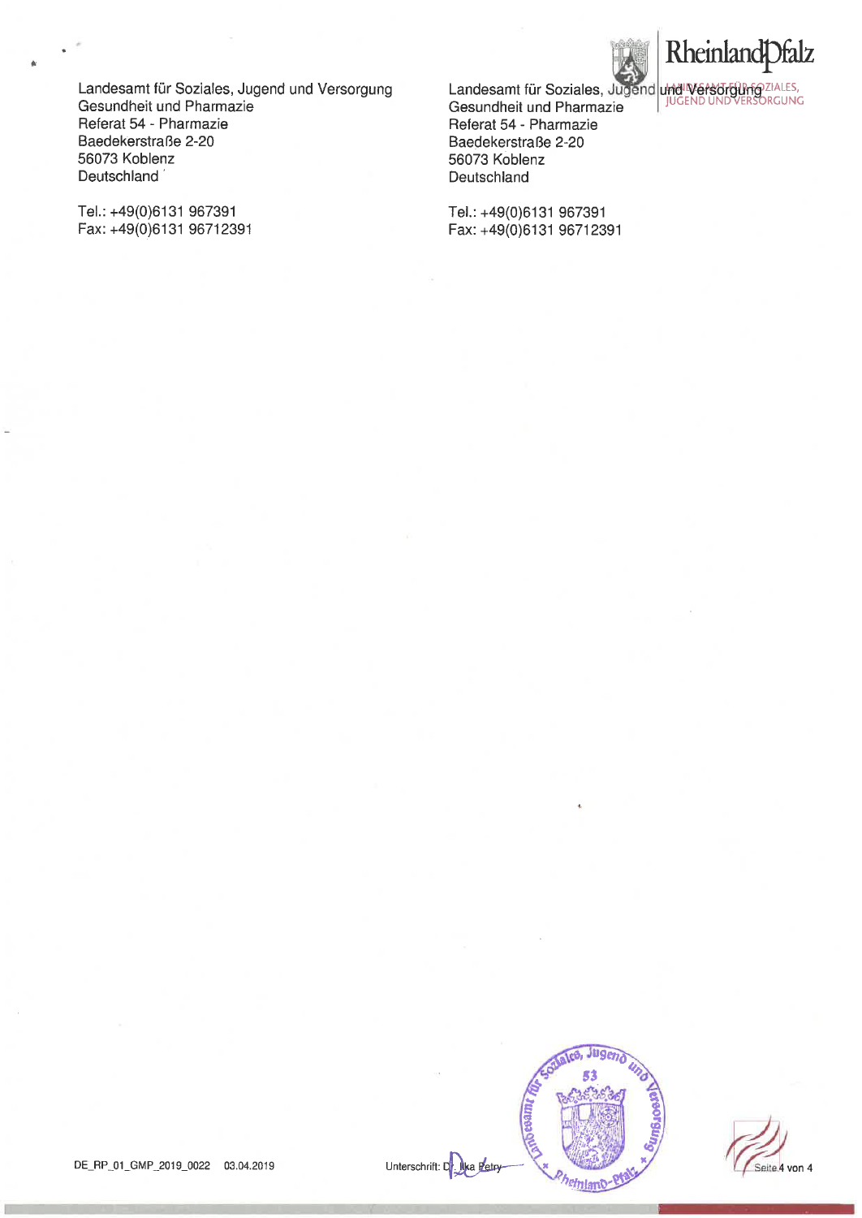Landesamt für Soziales, Jugend und Versorgung
Gesundheit und Pharmazie
Referat 54 - Pharmazie
Baedekerstraße 2-20
56073 Koblenz
Deutschland

Tel.: +49(0)6131 967391
Fax: +49(0)6131 96712391

Landesamt für Soziales, Jugend und Versorgung
Gesundheit und Pharmazie
Referat 54 - Pharmazie
Baedekerstraße 2-20
56073 Koblenz
Deutschland

Tel.: +49(0)6131 967391
Fax: +49(0)6131 96712391

DE_RP_01_GMP_2019_0022 03.04.2019

Unterschrift: Dr. Ilka Petry